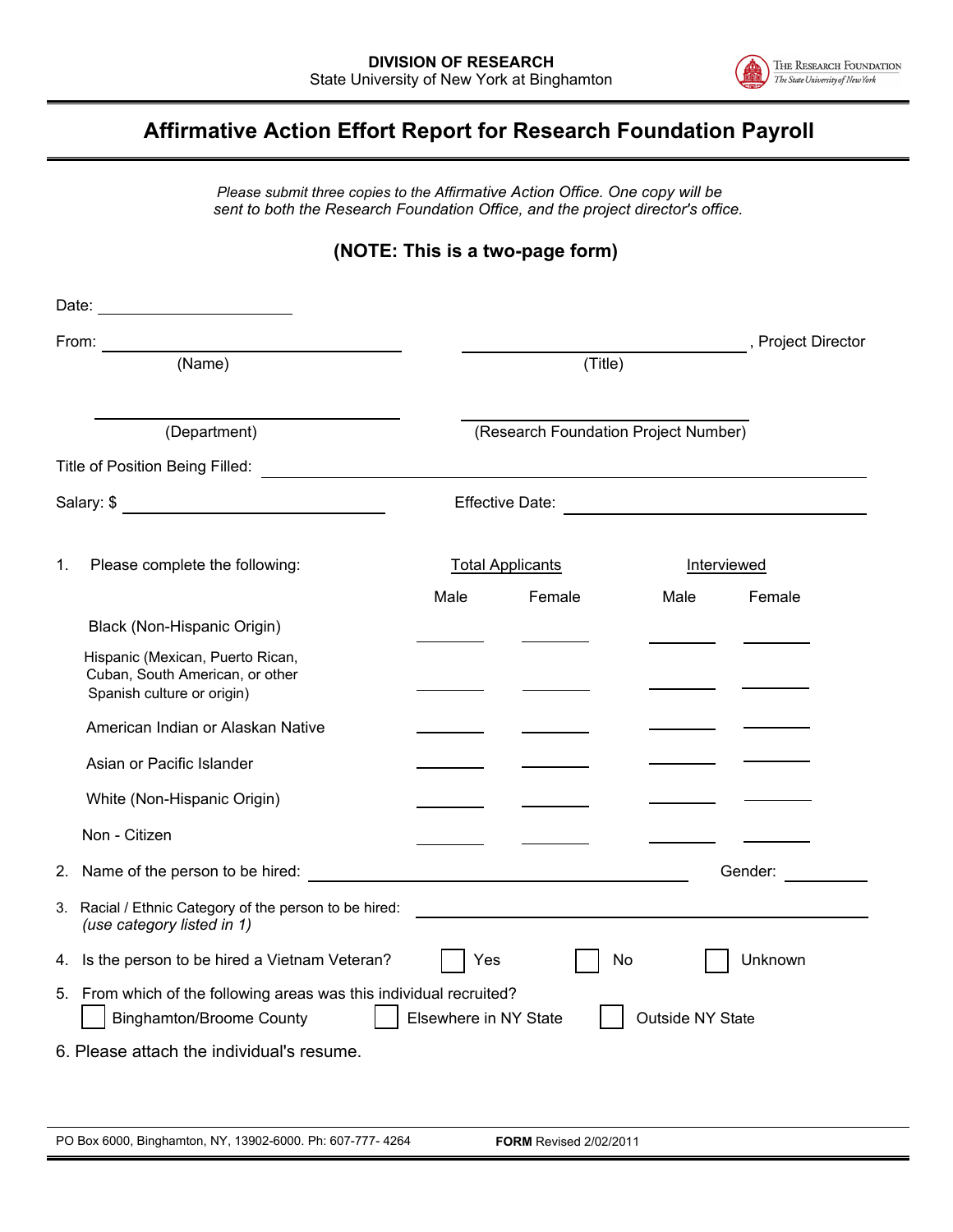**DIVISION OF RESEARCH**
State University of New York at Binghamton

The Research Foundation
*The State University of New York*

# Affirmative Action Effort Report for Research Foundation Payroll

*Please submit three copies to the Affirmative Action Office. One copy will be sent to both the Research Foundation Office, and the project director's office.*

**(NOTE: This is a two-page form)**

Date: ____________________

From: ______________________________ (Name) ______________________________ (Title), Project Director

______________________________ (Department) ______________________________ (Research Foundation Project Number)

Title of Position Being Filled: ______________________________________________

Salary: $ ____________________ Effective Date: ____________________

1. Please complete the following:

| | Total Applicants | | Interviewed | |
|---|---|---|---|---|
| | Male | Female | Male | Female |
| Black (Non-Hispanic Origin) | | | | |
| Hispanic (Mexican, Puerto Rican, Cuban, South American, or other Spanish culture or origin) | | | | |
| American Indian or Alaskan Native | | | | |
| Asian or Pacific Islander | | | | |
| White (Non-Hispanic Origin) | | | | |
| Non - Citizen | | | | |

2. Name of the person to be hired: ______________________________ Gender: __________

3. Racial / Ethnic Category of the person to be hired: ______________________________
   *(use category listed in 1)*

4. Is the person to be hired a Vietnam Veteran? ☐ Yes ☐ No ☐ Unknown

5. From which of the following areas was this individual recruited?
   ☐ Binghamton/Broome County ☐ Elsewhere in NY State ☐ Outside NY State

6. Please attach the individual's resume.

PO Box 6000, Binghamton, NY, 13902-6000. Ph: 607-777- 4264 **FORM** Revised 2/02/2011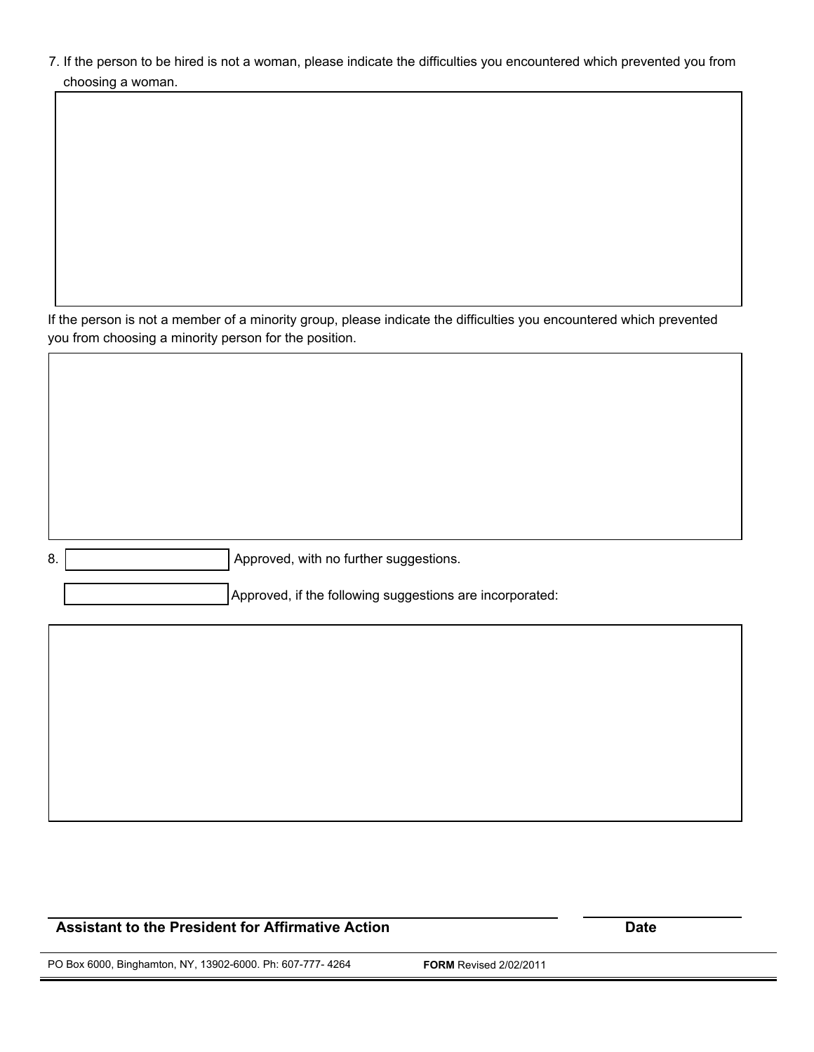7. If the person to be hired is not a woman, please indicate the difficulties you encountered which prevented you from choosing a woman.

If the person is not a member of a minority group, please indicate the difficulties you encountered which prevented you from choosing a minority person for the position.

8. [ ] Approved, with no further suggestions.

   [ ] Approved, if the following suggestions are incorporated:

**Assistant to the President for Affirmative Action** **Date**

PO Box 6000, Binghamton, NY, 13902-6000. Ph: 607-777- 4264 **FORM** Revised 2/02/2011